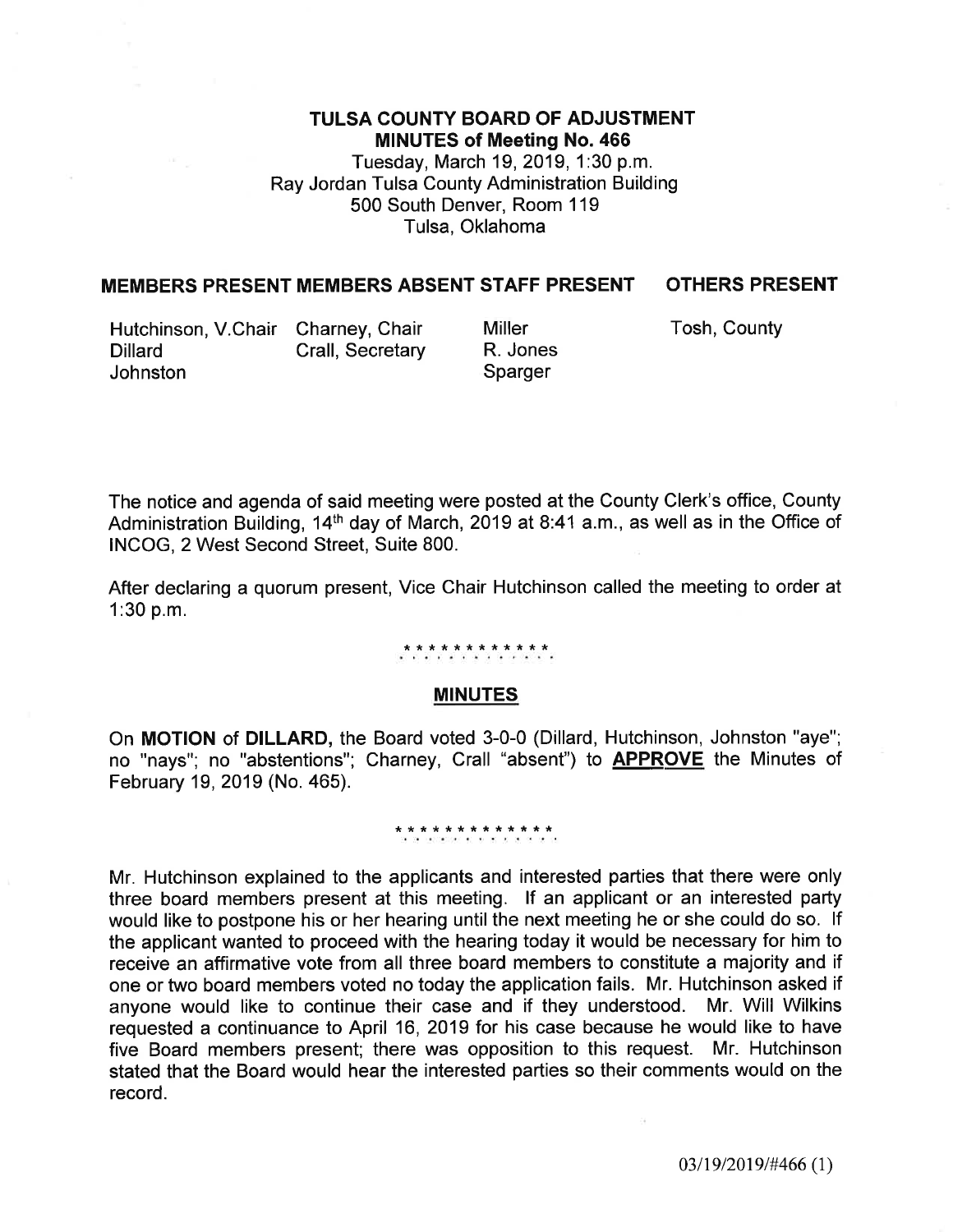# TULSA COUNTY BOARD OF ADJUSTMENT
## MINUTES of Meeting No. 466

Tuesday, March 19, 2019, 1:30 p.m.
Ray Jordan Tulsa County Administration Building
500 South Denver, Room 119
Tulsa, Oklahoma

| MEMBERS PRESENT | MEMBERS ABSENT | STAFF PRESENT | OTHERS PRESENT |
|---|---|---|---|
| Hutchinson, V.Chair | Charney, Chair | Miller | Tosh, County |
| Dillard | Crall, Secretary | R. Jones | |
| Johnston | | Sparger | |

The notice and agenda of said meeting were posted at the County Clerk's office, County Administration Building, 14th day of March, 2019 at 8:41 a.m., as well as in the Office of INCOG, 2 West Second Street, Suite 800.

After declaring a quorum present, Vice Chair Hutchinson called the meeting to order at 1:30 p.m.

\* \* \* \* \* \* \* \* \* \* \* \* \*

### MINUTES

On **MOTION** of **DILLARD,** the Board voted 3-0-0 (Dillard, Hutchinson, Johnston "aye"; no "nays"; no "abstentions"; Charney, Crall "absent") to **APPROVE** the Minutes of February 19, 2019 (No. 465).

\* \* \* \* \* \* \* \* \* \* \* \* \* \*

Mr. Hutchinson explained to the applicants and interested parties that there were only three board members present at this meeting. If an applicant or an interested party would like to postpone his or her hearing until the next meeting he or she could do so. If the applicant wanted to proceed with the hearing today it would be necessary for him to receive an affirmative vote from all three board members to constitute a majority and if one or two board members voted no today the application fails. Mr. Hutchinson asked if anyone would like to continue their case and if they understood. Mr. Will Wilkins requested a continuance to April 16, 2019 for his case because he would like to have five Board members present; there was opposition to this request. Mr. Hutchinson stated that the Board would hear the interested parties so their comments would on the record.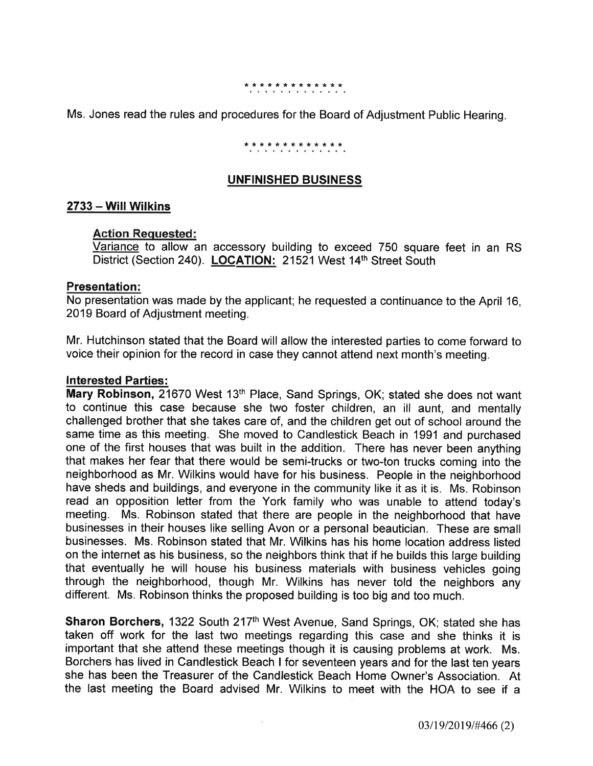\* \* \* \* \* \* \* \* \* \* \* \* \*

Ms. Jones read the rules and procedures for the Board of Adjustment Public Hearing.

\* \* \* \* \* \* \* \* \* \* \* \* \*

## UNFINISHED BUSINESS

### 2733 – Will Wilkins

**Action Requested:**

Variance to allow an accessory building to exceed 750 square feet in an RS District (Section 240). **LOCATION:** 21521 West 14th Street South

**Presentation:**

No presentation was made by the applicant; he requested a continuance to the April 16, 2019 Board of Adjustment meeting.

Mr. Hutchinson stated that the Board will allow the interested parties to come forward to voice their opinion for the record in case they cannot attend next month's meeting.

**Interested Parties:**

**Mary Robinson,** 21670 West 13th Place, Sand Springs, OK; stated she does not want to continue this case because she two foster children, an ill aunt, and mentally challenged brother that she takes care of, and the children get out of school around the same time as this meeting. She moved to Candlestick Beach in 1991 and purchased one of the first houses that was built in the addition. There has never been anything that makes her fear that there would be semi-trucks or two-ton trucks coming into the neighborhood as Mr. Wilkins would have for his business. People in the neighborhood have sheds and buildings, and everyone in the community like it as it is. Ms. Robinson read an opposition letter from the York family who was unable to attend today's meeting. Ms. Robinson stated that there are people in the neighborhood that have businesses in their houses like selling Avon or a personal beautician. These are small businesses. Ms. Robinson stated that Mr. Wilkins has his home location address listed on the internet as his business, so the neighbors think that if he builds this large building that eventually he will house his business materials with business vehicles going through the neighborhood, though Mr. Wilkins has never told the neighbors any different. Ms. Robinson thinks the proposed building is too big and too much.

**Sharon Borchers,** 1322 South 217th West Avenue, Sand Springs, OK; stated she has taken off work for the last two meetings regarding this case and she thinks it is important that she attend these meetings though it is causing problems at work. Ms. Borchers has lived in Candlestick Beach I for seventeen years and for the last ten years she has been the Treasurer of the Candlestick Beach Home Owner's Association. At the last meeting the Board advised Mr. Wilkins to meet with the HOA to see if a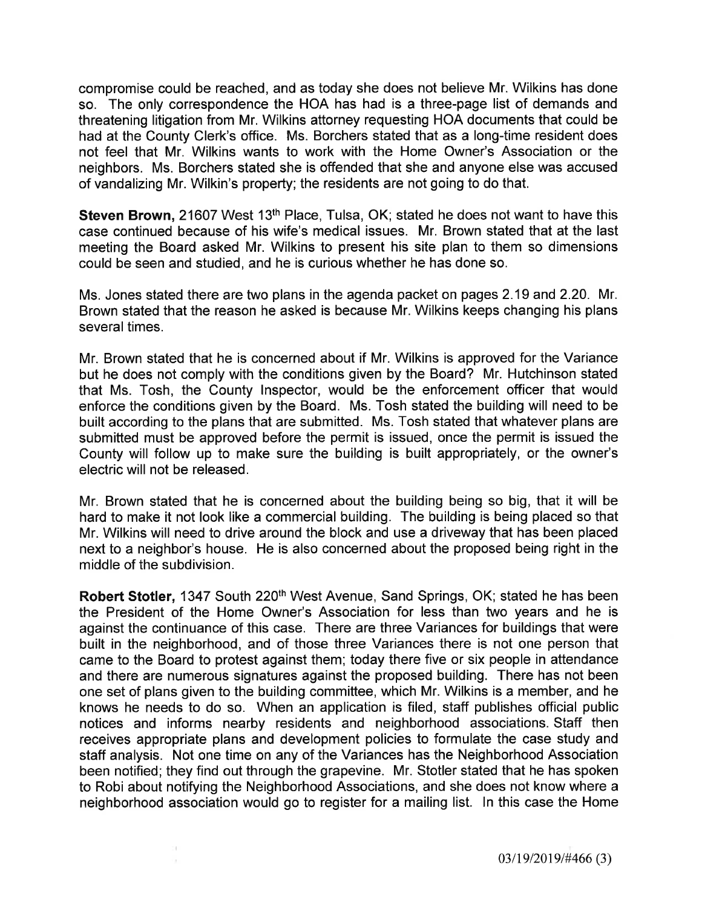compromise could be reached, and as today she does not believe Mr. Wilkins has done so. The only correspondence the HOA has had is a three-page list of demands and threatening litigation from Mr. Wilkins attorney requesting HOA documents that could be had at the County Clerk's office. Ms. Borchers stated that as a long-time resident does not feel that Mr. Wilkins wants to work with the Home Owner's Association or the neighbors. Ms. Borchers stated she is offended that she and anyone else was accused of vandalizing Mr. Wilkin's property; the residents are not going to do that.

**Steven Brown,** 21607 West 13th Place, Tulsa, OK; stated he does not want to have this case continued because of his wife's medical issues. Mr. Brown stated that at the last meeting the Board asked Mr. Wilkins to present his site plan to them so dimensions could be seen and studied, and he is curious whether he has done so.

Ms. Jones stated there are two plans in the agenda packet on pages 2.19 and 2.20. Mr. Brown stated that the reason he asked is because Mr. Wilkins keeps changing his plans several times.

Mr. Brown stated that he is concerned about if Mr. Wilkins is approved for the Variance but he does not comply with the conditions given by the Board? Mr. Hutchinson stated that Ms. Tosh, the County Inspector, would be the enforcement officer that would enforce the conditions given by the Board. Ms. Tosh stated the building will need to be built according to the plans that are submitted. Ms. Tosh stated that whatever plans are submitted must be approved before the permit is issued, once the permit is issued the County will follow up to make sure the building is built appropriately, or the owner's electric will not be released.

Mr. Brown stated that he is concerned about the building being so big, that it will be hard to make it not look like a commercial building. The building is being placed so that Mr. Wilkins will need to drive around the block and use a driveway that has been placed next to a neighbor's house. He is also concerned about the proposed being right in the middle of the subdivision.

**Robert Stotler,** 1347 South 220th West Avenue, Sand Springs, OK; stated he has been the President of the Home Owner's Association for less than two years and he is against the continuance of this case. There are three Variances for buildings that were built in the neighborhood, and of those three Variances there is not one person that came to the Board to protest against them; today there five or six people in attendance and there are numerous signatures against the proposed building. There has not been one set of plans given to the building committee, which Mr. Wilkins is a member, and he knows he needs to do so. When an application is filed, staff publishes official public notices and informs nearby residents and neighborhood associations. Staff then receives appropriate plans and development policies to formulate the case study and staff analysis. Not one time on any of the Variances has the Neighborhood Association been notified; they find out through the grapevine. Mr. Stotler stated that he has spoken to Robi about notifying the Neighborhood Associations, and she does not know where a neighborhood association would go to register for a mailing list. In this case the Home

03/19/2019/#466 (3)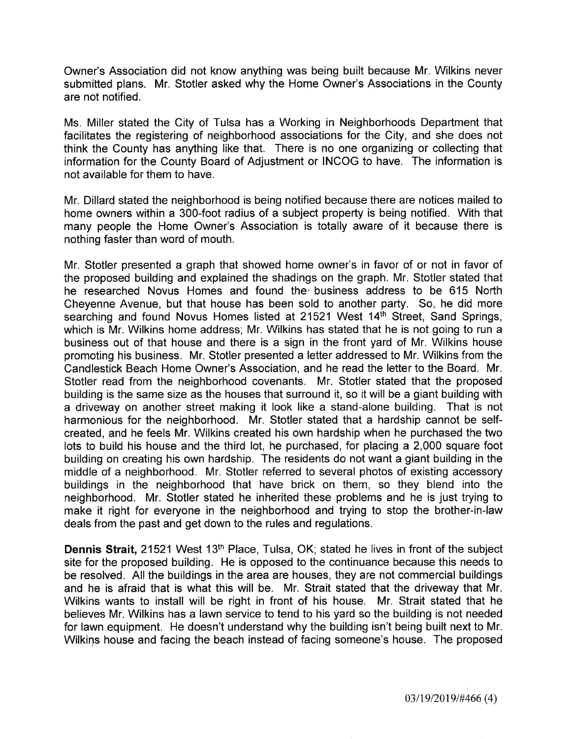Owner's Association did not know anything was being built because Mr. Wilkins never submitted plans. Mr. Stotler asked why the Home Owner's Associations in the County are not notified.

Ms. Miller stated the City of Tulsa has a Working in Neighborhoods Department that facilitates the registering of neighborhood associations for the City, and she does not think the County has anything like that. There is no one organizing or collecting that information for the County Board of Adjustment or INCOG to have. The information is not available for them to have.

Mr. Dillard stated the neighborhood is being notified because there are notices mailed to home owners within a 300-foot radius of a subject property is being notified. With that many people the Home Owner's Association is totally aware of it because there is nothing faster than word of mouth.

Mr. Stotler presented a graph that showed home owner's in favor of or not in favor of the proposed building and explained the shadings on the graph. Mr. Stotler stated that he researched Novus Homes and found the business address to be 615 North Cheyenne Avenue, but that house has been sold to another party. So, he did more searching and found Novus Homes listed at 21521 West 14th Street, Sand Springs, which is Mr. Wilkins home address; Mr. Wilkins has stated that he is not going to run a business out of that house and there is a sign in the front yard of Mr. Wilkins house promoting his business. Mr. Stotler presented a letter addressed to Mr. Wilkins from the Candlestick Beach Home Owner's Association, and he read the letter to the Board. Mr. Stotler read from the neighborhood covenants. Mr. Stotler stated that the proposed building is the same size as the houses that surround it, so it will be a giant building with a driveway on another street making it look like a stand-alone building. That is not harmonious for the neighborhood. Mr. Stotler stated that a hardship cannot be self-created, and he feels Mr. Wilkins created his own hardship when he purchased the two lots to build his house and the third lot, he purchased, for placing a 2,000 square foot building on creating his own hardship. The residents do not want a giant building in the middle of a neighborhood. Mr. Stotler referred to several photos of existing accessory buildings in the neighborhood that have brick on them, so they blend into the neighborhood. Mr. Stotler stated he inherited these problems and he is just trying to make it right for everyone in the neighborhood and trying to stop the brother-in-law deals from the past and get down to the rules and regulations.

**Dennis Strait,** 21521 West 13th Place, Tulsa, OK; stated he lives in front of the subject site for the proposed building. He is opposed to the continuance because this needs to be resolved. All the buildings in the area are houses, they are not commercial buildings and he is afraid that is what this will be. Mr. Strait stated that the driveway that Mr. Wilkins wants to install will be right in front of his house. Mr. Strait stated that he believes Mr. Wilkins has a lawn service to tend to his yard so the building is not needed for lawn equipment. He doesn't understand why the building isn't being built next to Mr. Wilkins house and facing the beach instead of facing someone's house. The proposed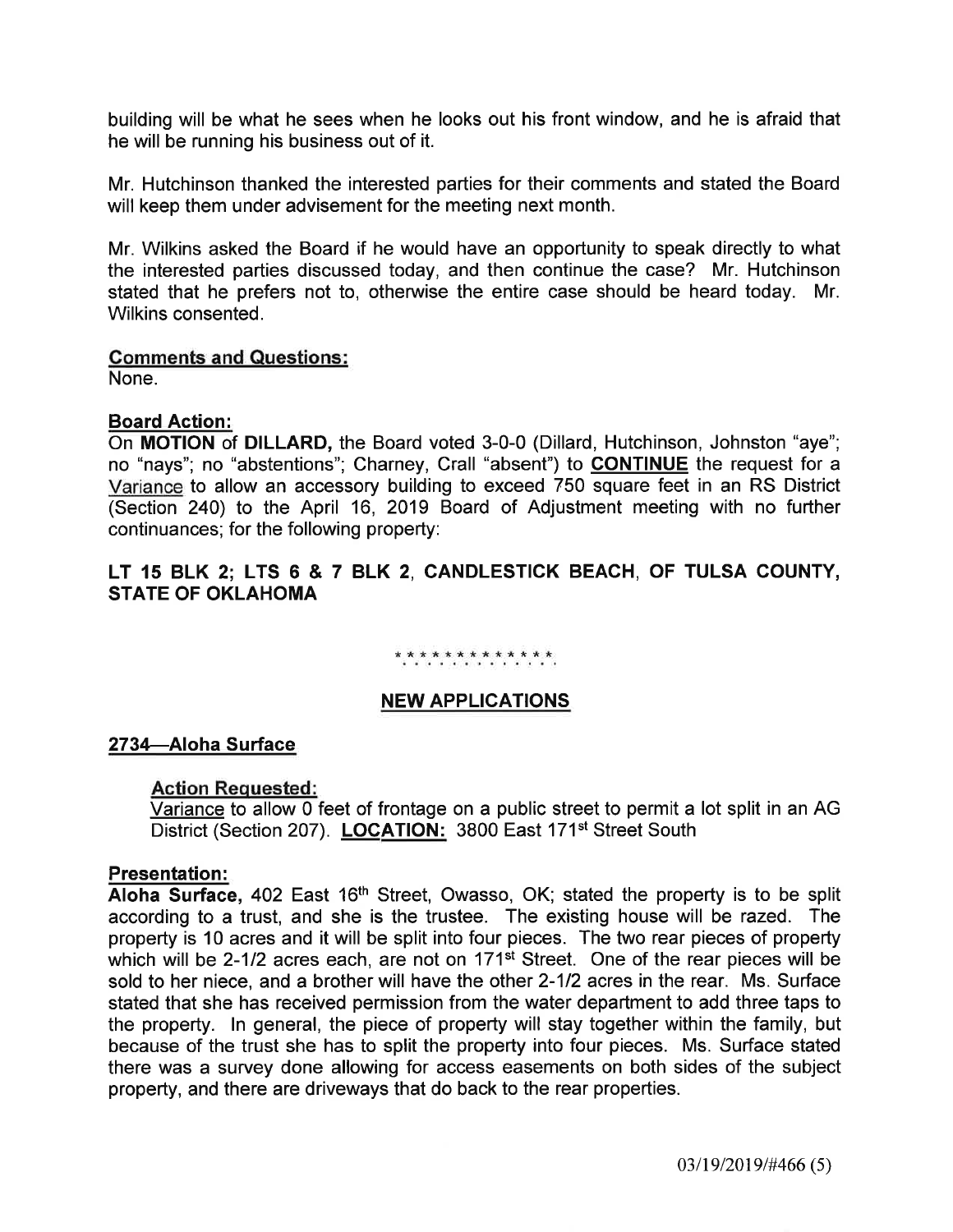building will be what he sees when he looks out his front window, and he is afraid that he will be running his business out of it.

Mr. Hutchinson thanked the interested parties for their comments and stated the Board will keep them under advisement for the meeting next month.

Mr. Wilkins asked the Board if he would have an opportunity to speak directly to what the interested parties discussed today, and then continue the case? Mr. Hutchinson stated that he prefers not to, otherwise the entire case should be heard today. Mr. Wilkins consented.

**Comments and Questions:**
None.

**Board Action:**
On **MOTION** of **DILLARD,** the Board voted 3-0-0 (Dillard, Hutchinson, Johnston "aye"; no "nays"; no "abstentions"; Charney, Crall "absent") to **CONTINUE** the request for a Variance to allow an accessory building to exceed 750 square feet in an RS District (Section 240) to the April 16, 2019 Board of Adjustment meeting with no further continuances; for the following property:

**LT 15 BLK 2; LTS 6 & 7 BLK 2, CANDLESTICK BEACH, OF TULSA COUNTY, STATE OF OKLAHOMA**

\* \* \* \* \* \* \* \* \* \* \* \* \* \*

## NEW APPLICATIONS

### 2734—Aloha Surface

**Action Requested:**
Variance to allow 0 feet of frontage on a public street to permit a lot split in an AG District (Section 207). **LOCATION:** 3800 East 171st Street South

**Presentation:**
**Aloha Surface,** 402 East 16th Street, Owasso, OK; stated the property is to be split according to a trust, and she is the trustee. The existing house will be razed. The property is 10 acres and it will be split into four pieces. The two rear pieces of property which will be 2-1/2 acres each, are not on 171st Street. One of the rear pieces will be sold to her niece, and a brother will have the other 2-1/2 acres in the rear. Ms. Surface stated that she has received permission from the water department to add three taps to the property. In general, the piece of property will stay together within the family, but because of the trust she has to split the property into four pieces. Ms. Surface stated there was a survey done allowing for access easements on both sides of the subject property, and there are driveways that do back to the rear properties.

03/19/2019/#466 (5)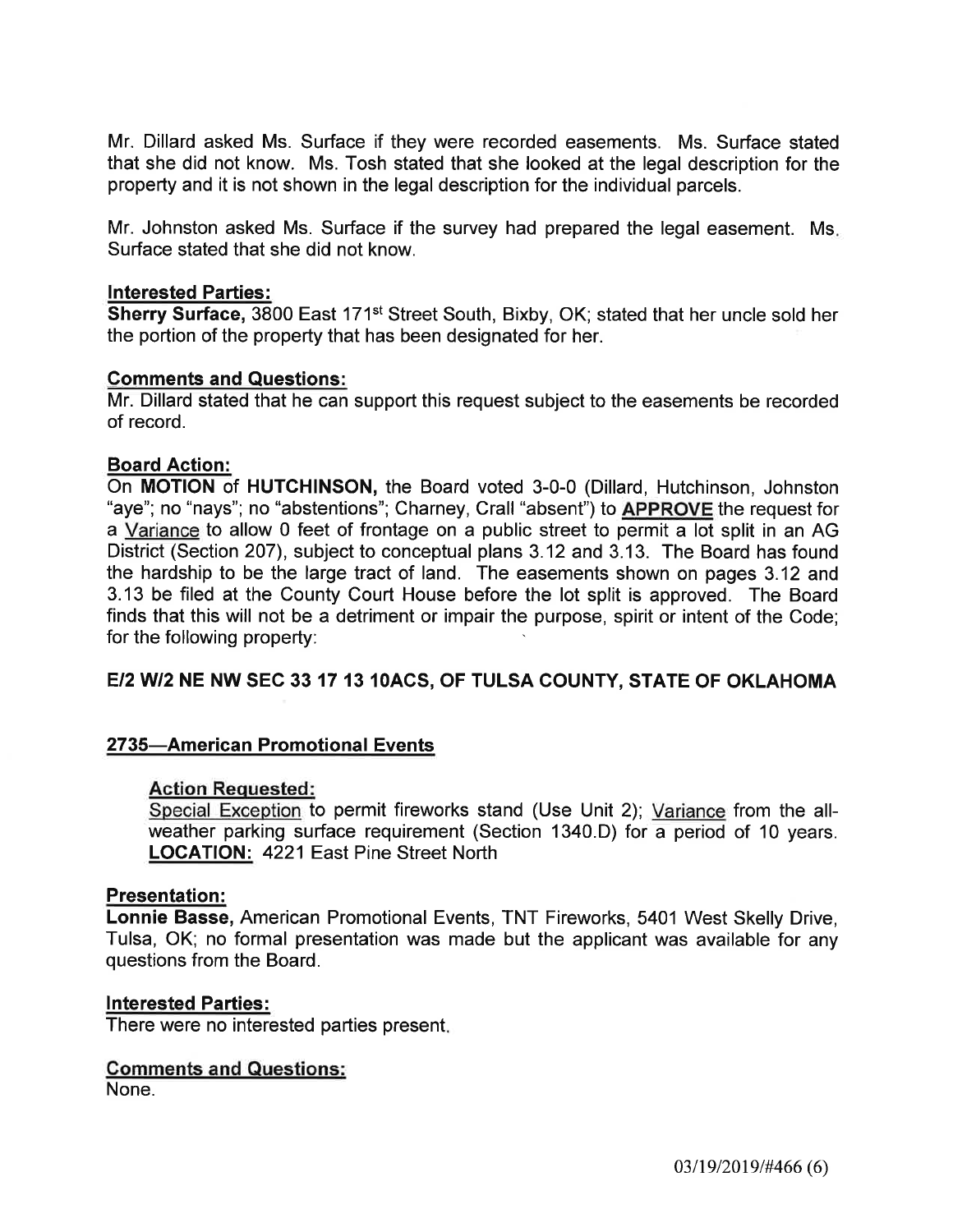Mr. Dillard asked Ms. Surface if they were recorded easements. Ms. Surface stated that she did not know. Ms. Tosh stated that she looked at the legal description for the property and it is not shown in the legal description for the individual parcels.

Mr. Johnston asked Ms. Surface if the survey had prepared the legal easement. Ms. Surface stated that she did not know.

**Interested Parties:**

**Sherry Surface,** 3800 East 171st Street South, Bixby, OK; stated that her uncle sold her the portion of the property that has been designated for her.

**Comments and Questions:**

Mr. Dillard stated that he can support this request subject to the easements be recorded of record.

**Board Action:**

On **MOTION** of **HUTCHINSON,** the Board voted 3-0-0 (Dillard, Hutchinson, Johnston "aye"; no "nays"; no "abstentions"; Charney, Crall "absent") to **APPROVE** the request for a Variance to allow 0 feet of frontage on a public street to permit a lot split in an AG District (Section 207), subject to conceptual plans 3.12 and 3.13. The Board has found the hardship to be the large tract of land. The easements shown on pages 3.12 and 3.13 be filed at the County Court House before the lot split is approved. The Board finds that this will not be a detriment or impair the purpose, spirit or intent of the Code; for the following property:

**E/2 W/2 NE NW SEC 33 17 13 10ACS, OF TULSA COUNTY, STATE OF OKLAHOMA**

**2735—American Promotional Events**

**Action Requested:**

Special Exception to permit fireworks stand (Use Unit 2); Variance from the all-weather parking surface requirement (Section 1340.D) for a period of 10 years. **LOCATION:** 4221 East Pine Street North

**Presentation:**

**Lonnie Basse,** American Promotional Events, TNT Fireworks, 5401 West Skelly Drive, Tulsa, OK; no formal presentation was made but the applicant was available for any questions from the Board.

**Interested Parties:**

There were no interested parties present.

**Comments and Questions:**

None.

03/19/2019/#466 (6)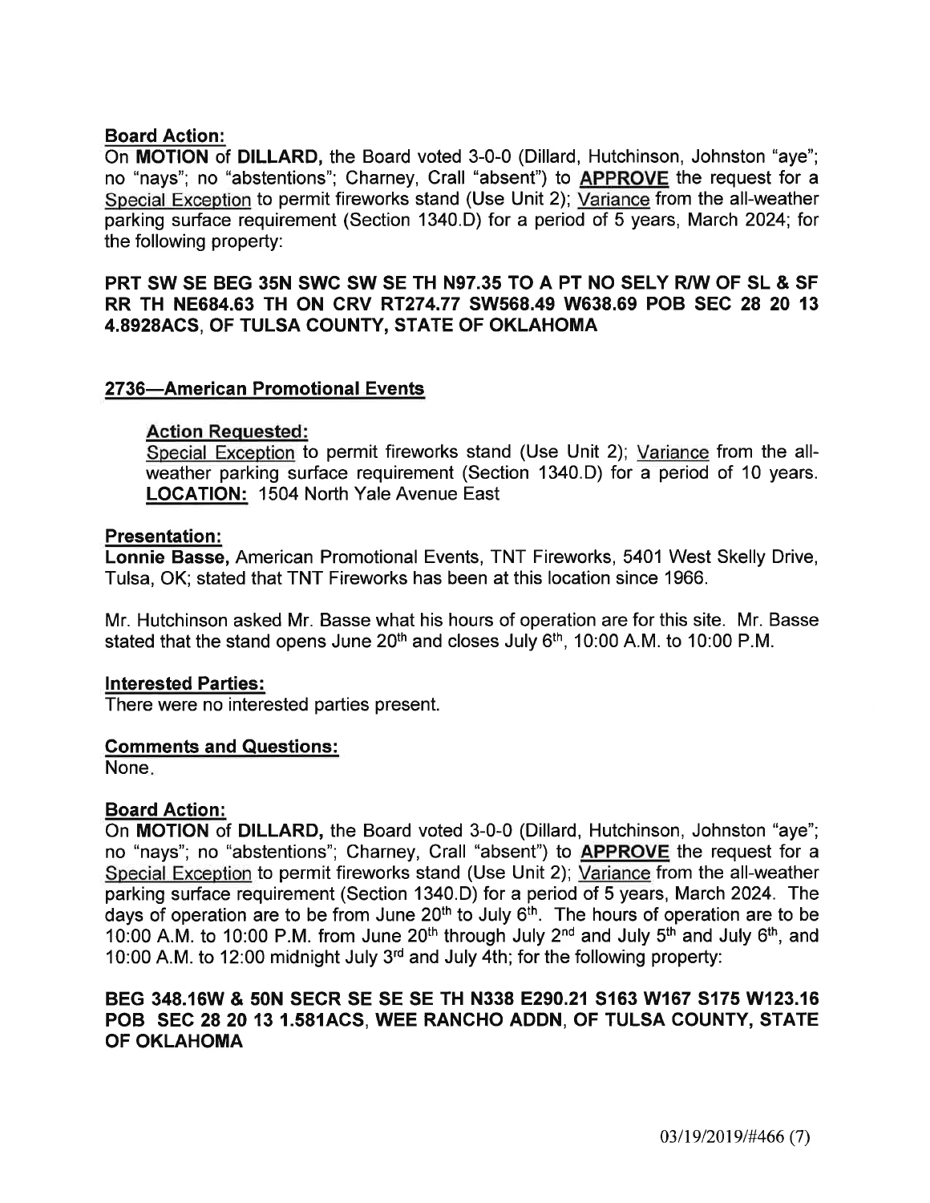**Board Action:**

On **MOTION** of **DILLARD,** the Board voted 3-0-0 (Dillard, Hutchinson, Johnston "aye"; no "nays"; no "abstentions"; Charney, Crall "absent") to **APPROVE** the request for a Special Exception to permit fireworks stand (Use Unit 2); Variance from the all-weather parking surface requirement (Section 1340.D) for a period of 5 years, March 2024; for the following property:

**PRT SW SE BEG 35N SWC SW SE TH N97.35 TO A PT NO SELY R/W OF SL & SF RR TH NE684.63 TH ON CRV RT274.77 SW568.49 W638.69 POB SEC 28 20 13 4.8928ACS, OF TULSA COUNTY, STATE OF OKLAHOMA**

## 2736—American Promotional Events

**Action Requested:**

Special Exception to permit fireworks stand (Use Unit 2); Variance from the all-weather parking surface requirement (Section 1340.D) for a period of 10 years. **LOCATION:** 1504 North Yale Avenue East

**Presentation:**

**Lonnie Basse,** American Promotional Events, TNT Fireworks, 5401 West Skelly Drive, Tulsa, OK; stated that TNT Fireworks has been at this location since 1966.

Mr. Hutchinson asked Mr. Basse what his hours of operation are for this site. Mr. Basse stated that the stand opens June 20th and closes July 6th, 10:00 A.M. to 10:00 P.M.

**Interested Parties:**

There were no interested parties present.

**Comments and Questions:**

None.

**Board Action:**

On **MOTION** of **DILLARD,** the Board voted 3-0-0 (Dillard, Hutchinson, Johnston "aye"; no "nays"; no "abstentions"; Charney, Crall "absent") to **APPROVE** the request for a Special Exception to permit fireworks stand (Use Unit 2); Variance from the all-weather parking surface requirement (Section 1340.D) for a period of 5 years, March 2024. The days of operation are to be from June 20th to July 6th. The hours of operation are to be 10:00 A.M. to 10:00 P.M. from June 20th through July 2nd and July 5th and July 6th, and 10:00 A.M. to 12:00 midnight July 3rd and July 4th; for the following property:

**BEG 348.16W & 50N SECR SE SE SE TH N338 E290.21 S163 W167 S175 W123.16 POB SEC 28 20 13 1.581ACS, WEE RANCHO ADDN, OF TULSA COUNTY, STATE OF OKLAHOMA**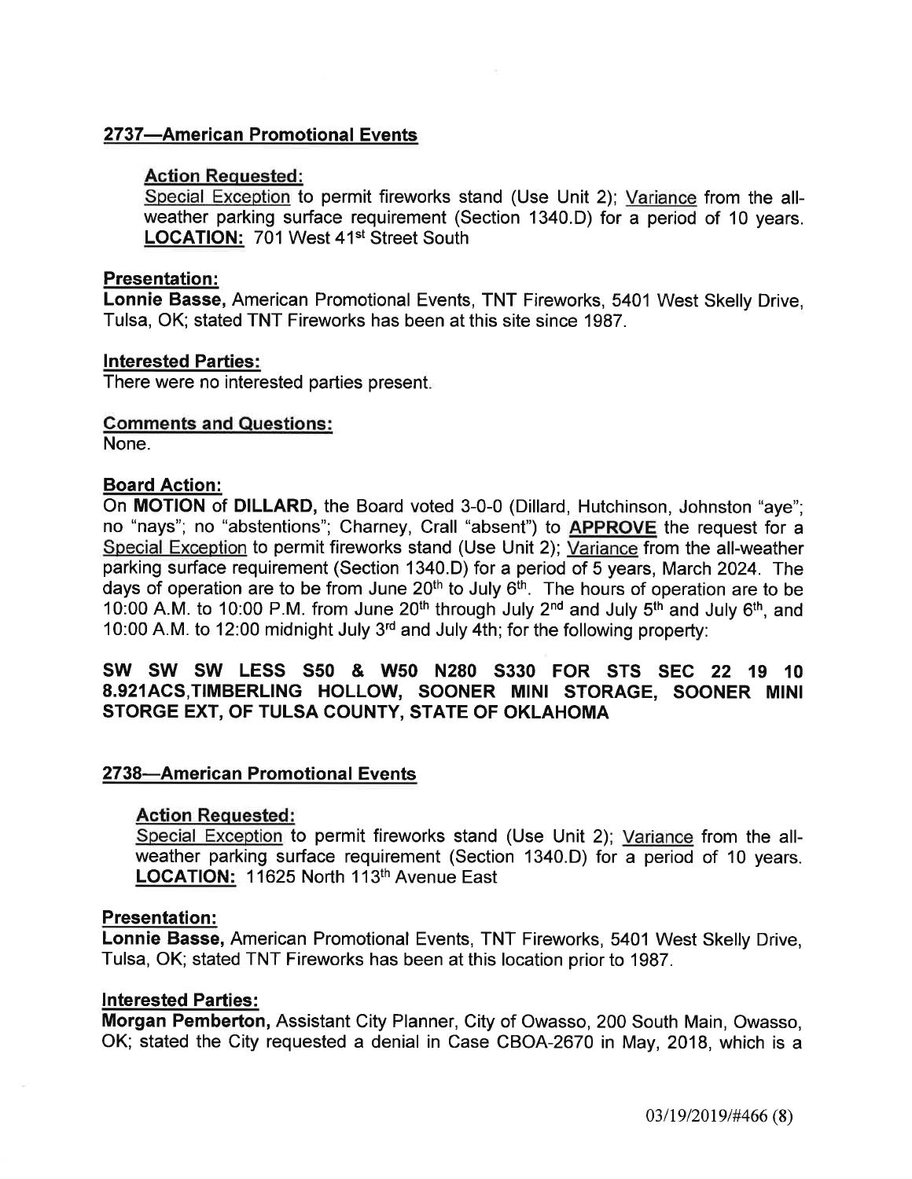## 2737—American Promotional Events

### Action Requested:

Special Exception to permit fireworks stand (Use Unit 2); Variance from the all-weather parking surface requirement (Section 1340.D) for a period of 10 years. **LOCATION:** 701 West 41st Street South

### Presentation:

**Lonnie Basse,** American Promotional Events, TNT Fireworks, 5401 West Skelly Drive, Tulsa, OK; stated TNT Fireworks has been at this site since 1987.

### Interested Parties:

There were no interested parties present.

### Comments and Questions:

None.

### Board Action:

On **MOTION** of **DILLARD,** the Board voted 3-0-0 (Dillard, Hutchinson, Johnston "aye"; no "nays"; no "abstentions"; Charney, Crall "absent") to **APPROVE** the request for a Special Exception to permit fireworks stand (Use Unit 2); Variance from the all-weather parking surface requirement (Section 1340.D) for a period of 5 years, March 2024. The days of operation are to be from June 20th to July 6th. The hours of operation are to be 10:00 A.M. to 10:00 P.M. from June 20th through July 2nd and July 5th and July 6th, and 10:00 A.M. to 12:00 midnight July 3rd and July 4th; for the following property:

**SW SW SW LESS S50 & W50 N280 S330 FOR STS SEC 22 19 10 8.921ACS,TIMBERLING HOLLOW, SOONER MINI STORAGE, SOONER MINI STORGE EXT, OF TULSA COUNTY, STATE OF OKLAHOMA**

## 2738—American Promotional Events

### Action Requested:

Special Exception to permit fireworks stand (Use Unit 2); Variance from the all-weather parking surface requirement (Section 1340.D) for a period of 10 years. **LOCATION:** 11625 North 113th Avenue East

### Presentation:

**Lonnie Basse,** American Promotional Events, TNT Fireworks, 5401 West Skelly Drive, Tulsa, OK; stated TNT Fireworks has been at this location prior to 1987.

### Interested Parties:

**Morgan Pemberton,** Assistant City Planner, City of Owasso, 200 South Main, Owasso, OK; stated the City requested a denial in Case CBOA-2670 in May, 2018, which is a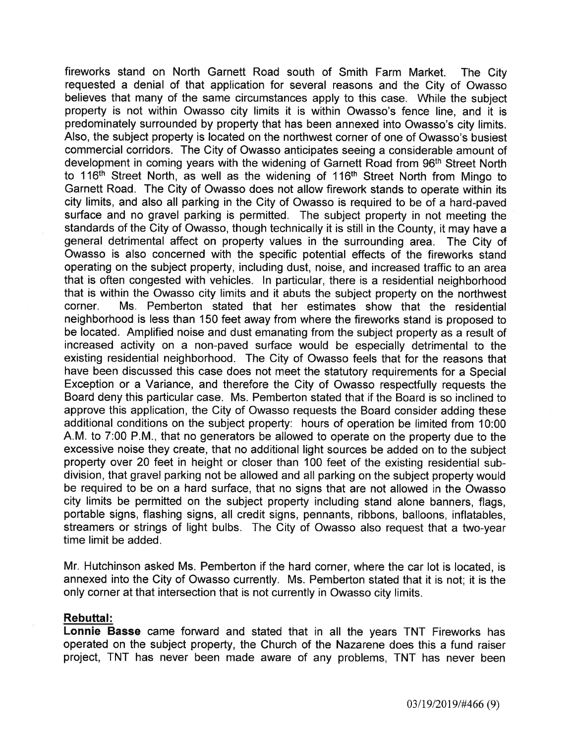fireworks stand on North Garnett Road south of Smith Farm Market. The City requested a denial of that application for several reasons and the City of Owasso believes that many of the same circumstances apply to this case. While the subject property is not within Owasso city limits it is within Owasso's fence line, and it is predominately surrounded by property that has been annexed into Owasso's city limits. Also, the subject property is located on the northwest corner of one of Owasso's busiest commercial corridors. The City of Owasso anticipates seeing a considerable amount of development in coming years with the widening of Garnett Road from 96th Street North to 116th Street North, as well as the widening of 116th Street North from Mingo to Garnett Road. The City of Owasso does not allow firework stands to operate within its city limits, and also all parking in the City of Owasso is required to be of a hard-paved surface and no gravel parking is permitted. The subject property in not meeting the standards of the City of Owasso, though technically it is still in the County, it may have a general detrimental affect on property values in the surrounding area. The City of Owasso is also concerned with the specific potential effects of the fireworks stand operating on the subject property, including dust, noise, and increased traffic to an area that is often congested with vehicles. In particular, there is a residential neighborhood that is within the Owasso city limits and it abuts the subject property on the northwest corner. Ms. Pemberton stated that her estimates show that the residential neighborhood is less than 150 feet away from where the fireworks stand is proposed to be located. Amplified noise and dust emanating from the subject property as a result of increased activity on a non-paved surface would be especially detrimental to the existing residential neighborhood. The City of Owasso feels that for the reasons that have been discussed this case does not meet the statutory requirements for a Special Exception or a Variance, and therefore the City of Owasso respectfully requests the Board deny this particular case. Ms. Pemberton stated that if the Board is so inclined to approve this application, the City of Owasso requests the Board consider adding these additional conditions on the subject property: hours of operation be limited from 10:00 A.M. to 7:00 P.M., that no generators be allowed to operate on the property due to the excessive noise they create, that no additional light sources be added on to the subject property over 20 feet in height or closer than 100 feet of the existing residential sub-division, that gravel parking not be allowed and all parking on the subject property would be required to be on a hard surface, that no signs that are not allowed in the Owasso city limits be permitted on the subject property including stand alone banners, flags, portable signs, flashing signs, all credit signs, pennants, ribbons, balloons, inflatables, streamers or strings of light bulbs. The City of Owasso also request that a two-year time limit be added.

Mr. Hutchinson asked Ms. Pemberton if the hard corner, where the car lot is located, is annexed into the City of Owasso currently. Ms. Pemberton stated that it is not; it is the only corner at that intersection that is not currently in Owasso city limits.

**Rebuttal:**

**Lonnie Basse** came forward and stated that in all the years TNT Fireworks has operated on the subject property, the Church of the Nazarene does this a fund raiser project, TNT has never been made aware of any problems, TNT has never been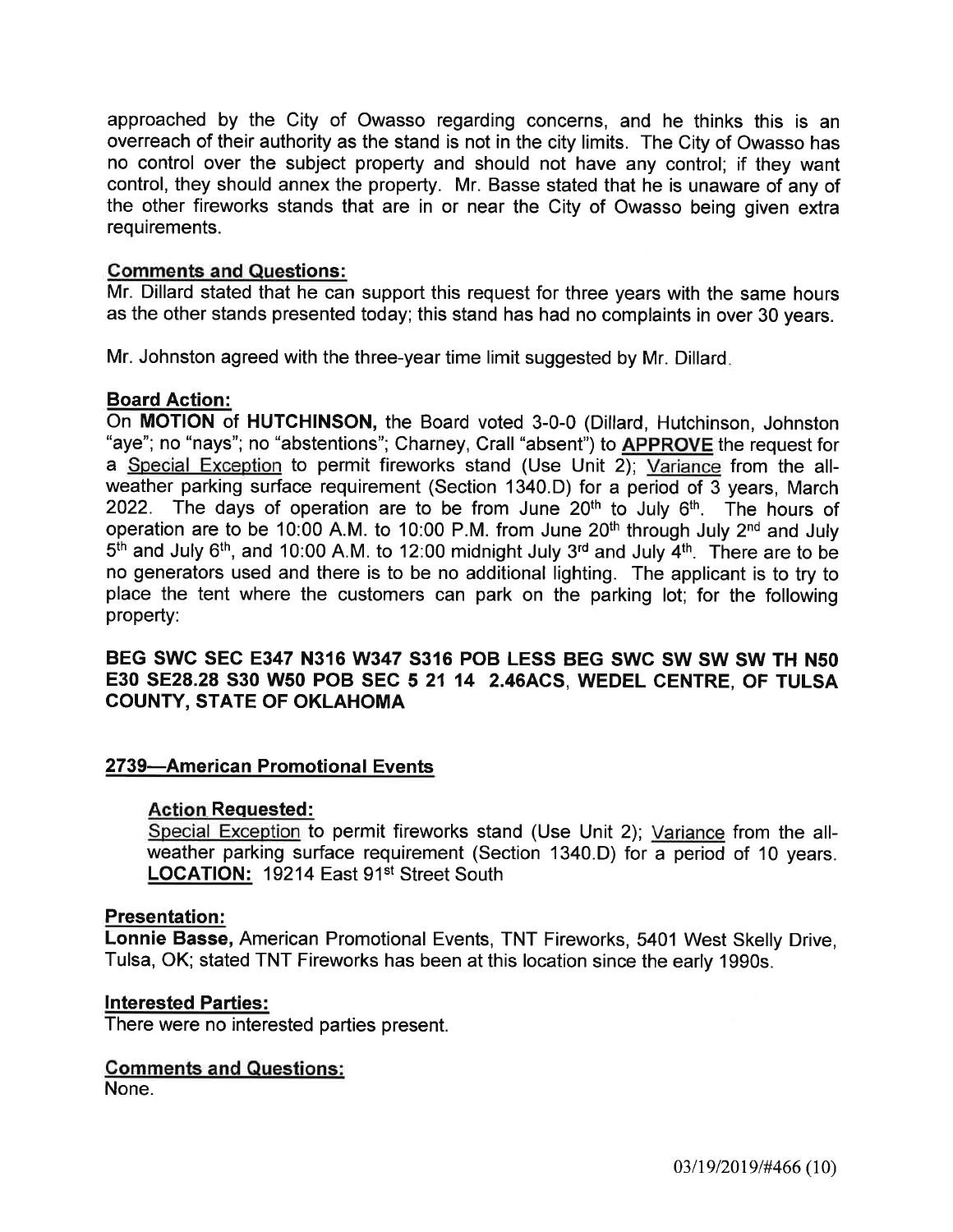approached by the City of Owasso regarding concerns, and he thinks this is an overreach of their authority as the stand is not in the city limits. The City of Owasso has no control over the subject property and should not have any control; if they want control, they should annex the property. Mr. Basse stated that he is unaware of any of the other fireworks stands that are in or near the City of Owasso being given extra requirements.

**Comments and Questions:**
Mr. Dillard stated that he can support this request for three years with the same hours as the other stands presented today; this stand has had no complaints in over 30 years.

Mr. Johnston agreed with the three-year time limit suggested by Mr. Dillard.

**Board Action:**
On **MOTION** of **HUTCHINSON,** the Board voted 3-0-0 (Dillard, Hutchinson, Johnston "aye"; no "nays"; no "abstentions"; Charney, Crall "absent") to **APPROVE** the request for a Special Exception to permit fireworks stand (Use Unit 2); Variance from the all-weather parking surface requirement (Section 1340.D) for a period of 3 years, March 2022. The days of operation are to be from June 20th to July 6th. The hours of operation are to be 10:00 A.M. to 10:00 P.M. from June 20th through July 2nd and July 5th and July 6th, and 10:00 A.M. to 12:00 midnight July 3rd and July 4th. There are to be no generators used and there is to be no additional lighting. The applicant is to try to place the tent where the customers can park on the parking lot; for the following property:

**BEG SWC SEC E347 N316 W347 S316 POB LESS BEG SWC SW SW SW TH N50 E30 SE28.28 S30 W50 POB SEC 5 21 14 2.46ACS, WEDEL CENTRE, OF TULSA COUNTY, STATE OF OKLAHOMA**

## 2739—American Promotional Events

**Action Requested:**
Special Exception to permit fireworks stand (Use Unit 2); Variance from the all-weather parking surface requirement (Section 1340.D) for a period of 10 years. **LOCATION:** 19214 East 91st Street South

**Presentation:**
**Lonnie Basse,** American Promotional Events, TNT Fireworks, 5401 West Skelly Drive, Tulsa, OK; stated TNT Fireworks has been at this location since the early 1990s.

**Interested Parties:**
There were no interested parties present.

**Comments and Questions:**
None.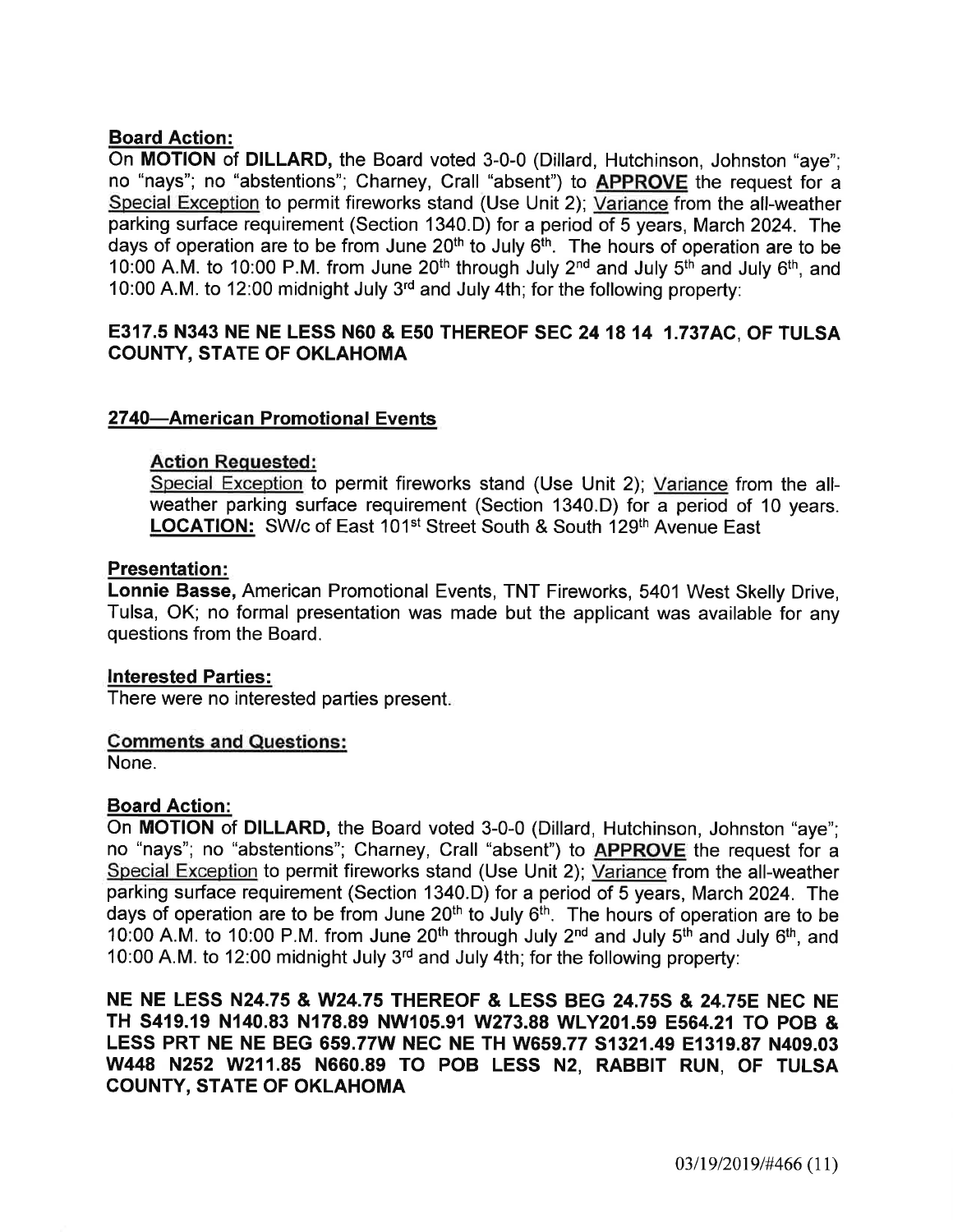**Board Action:**

On **MOTION** of **DILLARD,** the Board voted 3-0-0 (Dillard, Hutchinson, Johnston "aye"; no "nays"; no "abstentions"; Charney, Crall "absent") to **APPROVE** the request for a Special Exception to permit fireworks stand (Use Unit 2); Variance from the all-weather parking surface requirement (Section 1340.D) for a period of 5 years, March 2024. The days of operation are to be from June 20th to July 6th. The hours of operation are to be 10:00 A.M. to 10:00 P.M. from June 20th through July 2nd and July 5th and July 6th, and 10:00 A.M. to 12:00 midnight July 3rd and July 4th; for the following property:

**E317.5 N343 NE NE LESS N60 & E50 THEREOF SEC 24 18 14 1.737AC, OF TULSA COUNTY, STATE OF OKLAHOMA**

## 2740—American Promotional Events

**Action Requested:**

Special Exception to permit fireworks stand (Use Unit 2); Variance from the all-weather parking surface requirement (Section 1340.D) for a period of 10 years. **LOCATION:** SW/c of East 101st Street South & South 129th Avenue East

**Presentation:**

**Lonnie Basse,** American Promotional Events, TNT Fireworks, 5401 West Skelly Drive, Tulsa, OK; no formal presentation was made but the applicant was available for any questions from the Board.

**Interested Parties:**

There were no interested parties present.

**Comments and Questions:**

None.

**Board Action:**

On **MOTION** of **DILLARD,** the Board voted 3-0-0 (Dillard, Hutchinson, Johnston "aye"; no "nays"; no "abstentions"; Charney, Crall "absent") to **APPROVE** the request for a Special Exception to permit fireworks stand (Use Unit 2); Variance from the all-weather parking surface requirement (Section 1340.D) for a period of 5 years, March 2024. The days of operation are to be from June 20th to July 6th. The hours of operation are to be 10:00 A.M. to 10:00 P.M. from June 20th through July 2nd and July 5th and July 6th, and 10:00 A.M. to 12:00 midnight July 3rd and July 4th; for the following property:

**NE NE LESS N24.75 & W24.75 THEREOF & LESS BEG 24.75S & 24.75E NEC NE TH S419.19 N140.83 N178.89 NW105.91 W273.88 WLY201.59 E564.21 TO POB & LESS PRT NE NE BEG 659.77W NEC NE TH W659.77 S1321.49 E1319.87 N409.03 W448 N252 W211.85 N660.89 TO POB LESS N2, RABBIT RUN, OF TULSA COUNTY, STATE OF OKLAHOMA**

03/19/2019/#466 (11)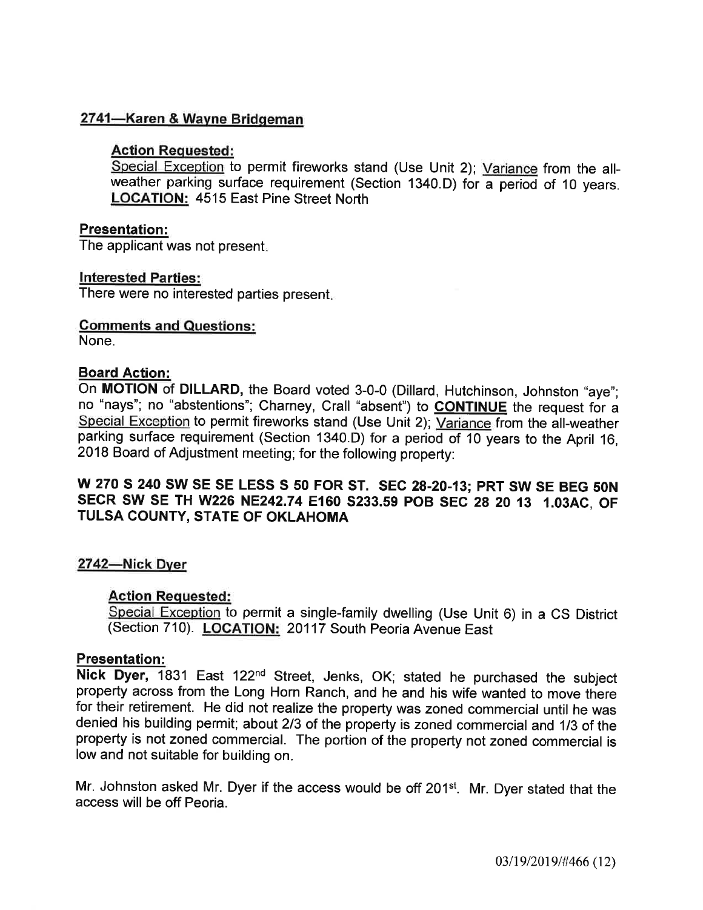## 2741—Karen & Wayne Bridgeman

**Action Requested:**
Special Exception to permit fireworks stand (Use Unit 2); Variance from the all-weather parking surface requirement (Section 1340.D) for a period of 10 years. **LOCATION:** 4515 East Pine Street North

**Presentation:**
The applicant was not present.

**Interested Parties:**
There were no interested parties present.

**Comments and Questions:**
None.

**Board Action:**
On **MOTION** of **DILLARD,** the Board voted 3-0-0 (Dillard, Hutchinson, Johnston "aye"; no "nays"; no "abstentions"; Charney, Crall "absent") to **CONTINUE** the request for a Special Exception to permit fireworks stand (Use Unit 2); Variance from the all-weather parking surface requirement (Section 1340.D) for a period of 10 years to the April 16, 2018 Board of Adjustment meeting; for the following property:

**W 270 S 240 SW SE SE LESS S 50 FOR ST. SEC 28-20-13; PRT SW SE BEG 50N SECR SW SE TH W226 NE242.74 E160 S233.59 POB SEC 28 20 13 1.03AC, OF TULSA COUNTY, STATE OF OKLAHOMA**

## 2742—Nick Dyer

**Action Requested:**
Special Exception to permit a single-family dwelling (Use Unit 6) in a CS District (Section 710). **LOCATION:** 20117 South Peoria Avenue East

**Presentation:**
**Nick Dyer,** 1831 East 122nd Street, Jenks, OK; stated he purchased the subject property across from the Long Horn Ranch, and he and his wife wanted to move there for their retirement. He did not realize the property was zoned commercial until he was denied his building permit; about 2/3 of the property is zoned commercial and 1/3 of the property is not zoned commercial. The portion of the property not zoned commercial is low and not suitable for building on.

Mr. Johnston asked Mr. Dyer if the access would be off 201st. Mr. Dyer stated that the access will be off Peoria.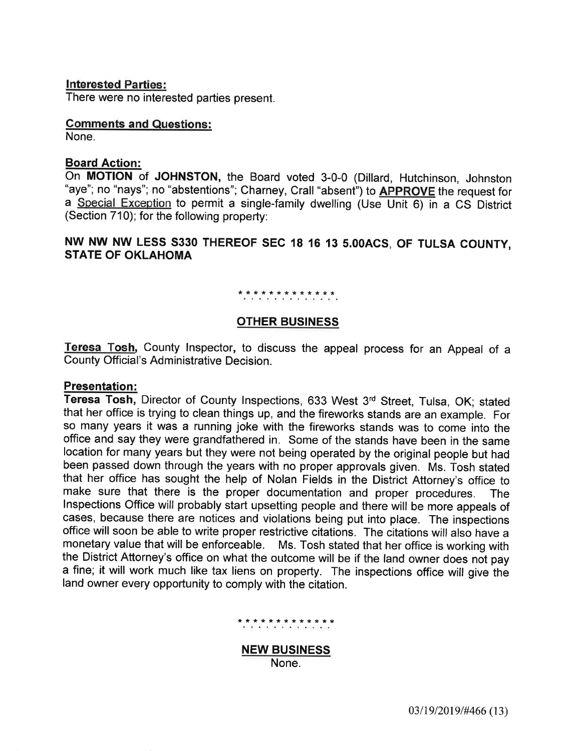**Interested Parties:**
There were no interested parties present.

**Comments and Questions:**
None.

**Board Action:**
On **MOTION** of **JOHNSTON,** the Board voted 3-0-0 (Dillard, Hutchinson, Johnston "aye"; no "nays"; no "abstentions"; Charney, Crall "absent") to **APPROVE** the request for a Special Exception to permit a single-family dwelling (Use Unit 6) in a CS District (Section 710); for the following property:

**NW NW NW LESS S330 THEREOF SEC 18 16 13 5.00ACS, OF TULSA COUNTY, STATE OF OKLAHOMA**

\* \* \* \* \* \* \* \* \* \* \* \* \* \*

**OTHER BUSINESS**

**Teresa Tosh,** County Inspector, to discuss the appeal process for an Appeal of a County Official's Administrative Decision.

**Presentation:**
**Teresa Tosh,** Director of County Inspections, 633 West 3rd Street, Tulsa, OK; stated that her office is trying to clean things up, and the fireworks stands are an example. For so many years it was a running joke with the fireworks stands was to come into the office and say they were grandfathered in. Some of the stands have been in the same location for many years but they were not being operated by the original people but had been passed down through the years with no proper approvals given. Ms. Tosh stated that her office has sought the help of Nolan Fields in the District Attorney's office to make sure that there is the proper documentation and proper procedures. The Inspections Office will probably start upsetting people and there will be more appeals of cases, because there are notices and violations being put into place. The inspections office will soon be able to write proper restrictive citations. The citations will also have a monetary value that will be enforceable. Ms. Tosh stated that her office is working with the District Attorney's office on what the outcome will be if the land owner does not pay a fine; it will work much like tax liens on property. The inspections office will give the land owner every opportunity to comply with the citation.

\* \* \* \* \* \* \* \* \* \* \* \* \* \*

**NEW BUSINESS**

None.

03/19/2019/#466 (13)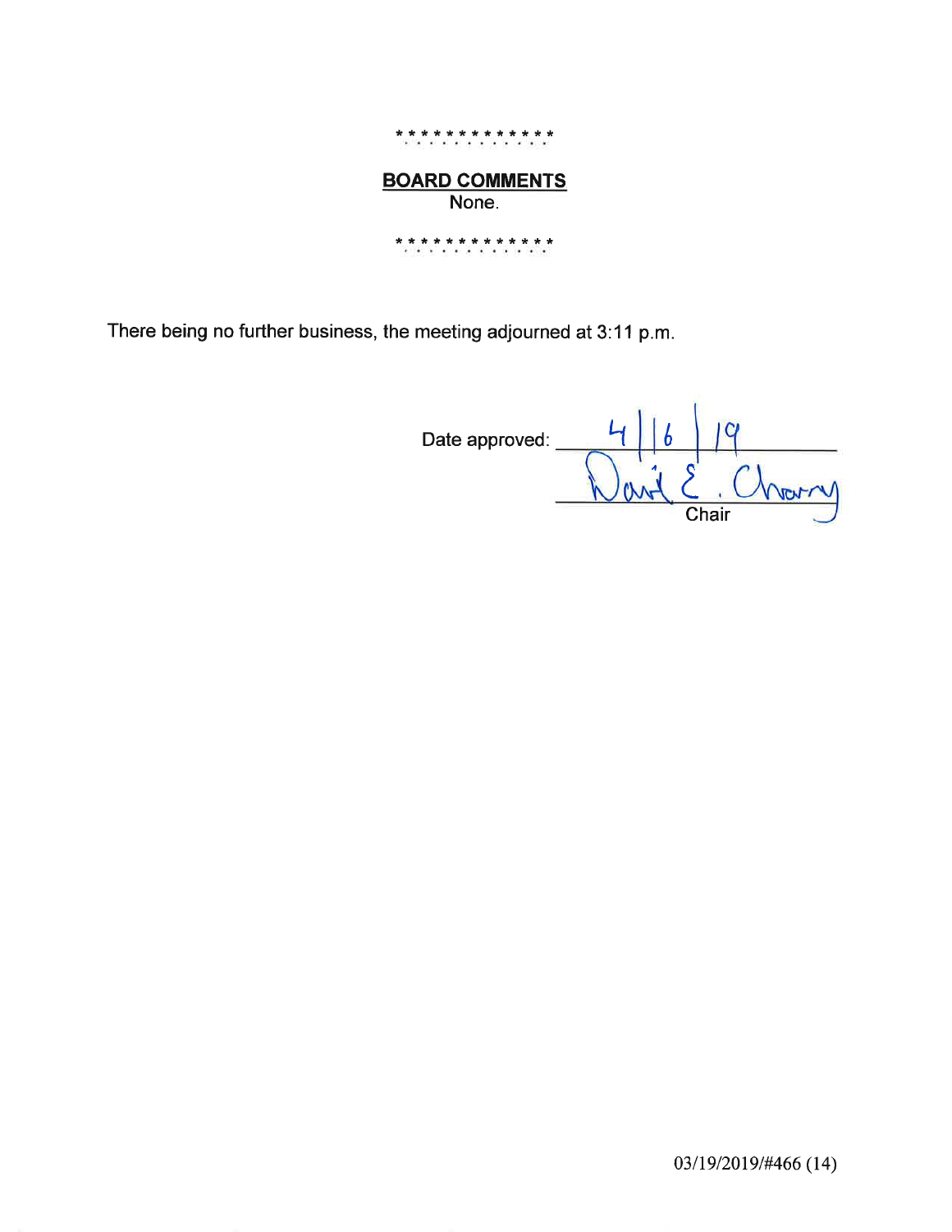* * * * * * * * * * * * *

**BOARD COMMENTS**

None.

* * * * * * * * * * * * *

There being no further business, the meeting adjourned at 3:11 p.m.

Date approved: 4/16/19

David E. Chavey
Chair

03/19/2019/#466 (14)